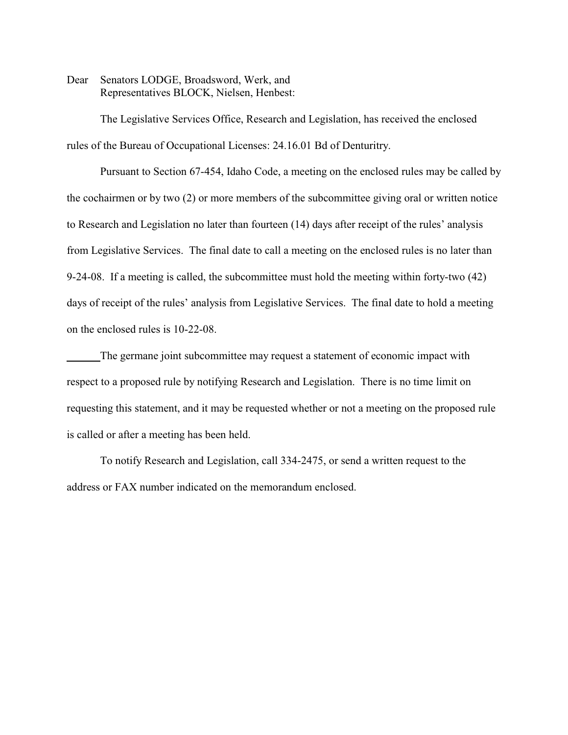Dear Senators LODGE, Broadsword, Werk, and
Representatives BLOCK, Nielsen, Henbest:

The Legislative Services Office, Research and Legislation, has received the enclosed rules of the Bureau of Occupational Licenses: 24.16.01 Bd of Denturitry.

Pursuant to Section 67-454, Idaho Code, a meeting on the enclosed rules may be called by the cochairmen or by two (2) or more members of the subcommittee giving oral or written notice to Research and Legislation no later than fourteen (14) days after receipt of the rules' analysis from Legislative Services. The final date to call a meeting on the enclosed rules is no later than 9-24-08. If a meeting is called, the subcommittee must hold the meeting within forty-two (42) days of receipt of the rules' analysis from Legislative Services. The final date to hold a meeting on the enclosed rules is 10-22-08.

______The germane joint subcommittee may request a statement of economic impact with respect to a proposed rule by notifying Research and Legislation. There is no time limit on requesting this statement, and it may be requested whether or not a meeting on the proposed rule is called or after a meeting has been held.

To notify Research and Legislation, call 334-2475, or send a written request to the address or FAX number indicated on the memorandum enclosed.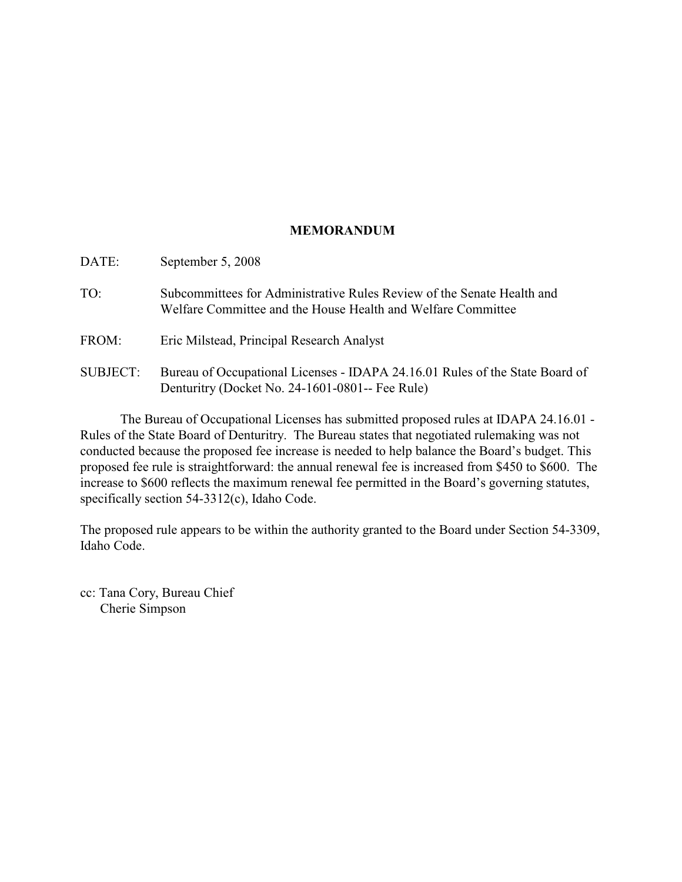**MEMORANDUM**

DATE: September 5, 2008

TO: Subcommittees for Administrative Rules Review of the Senate Health and Welfare Committee and the House Health and Welfare Committee

FROM: Eric Milstead, Principal Research Analyst

SUBJECT: Bureau of Occupational Licenses - IDAPA 24.16.01 Rules of the State Board of Denturitry (Docket No. 24-1601-0801-- Fee Rule)

The Bureau of Occupational Licenses has submitted proposed rules at IDAPA 24.16.01 - Rules of the State Board of Denturitry. The Bureau states that negotiated rulemaking was not conducted because the proposed fee increase is needed to help balance the Board's budget. This proposed fee rule is straightforward: the annual renewal fee is increased from $450 to $600. The increase to $600 reflects the maximum renewal fee permitted in the Board's governing statutes, specifically section 54-3312(c), Idaho Code.

The proposed rule appears to be within the authority granted to the Board under Section 54-3309, Idaho Code.

cc: Tana Cory, Bureau Chief
Cherie Simpson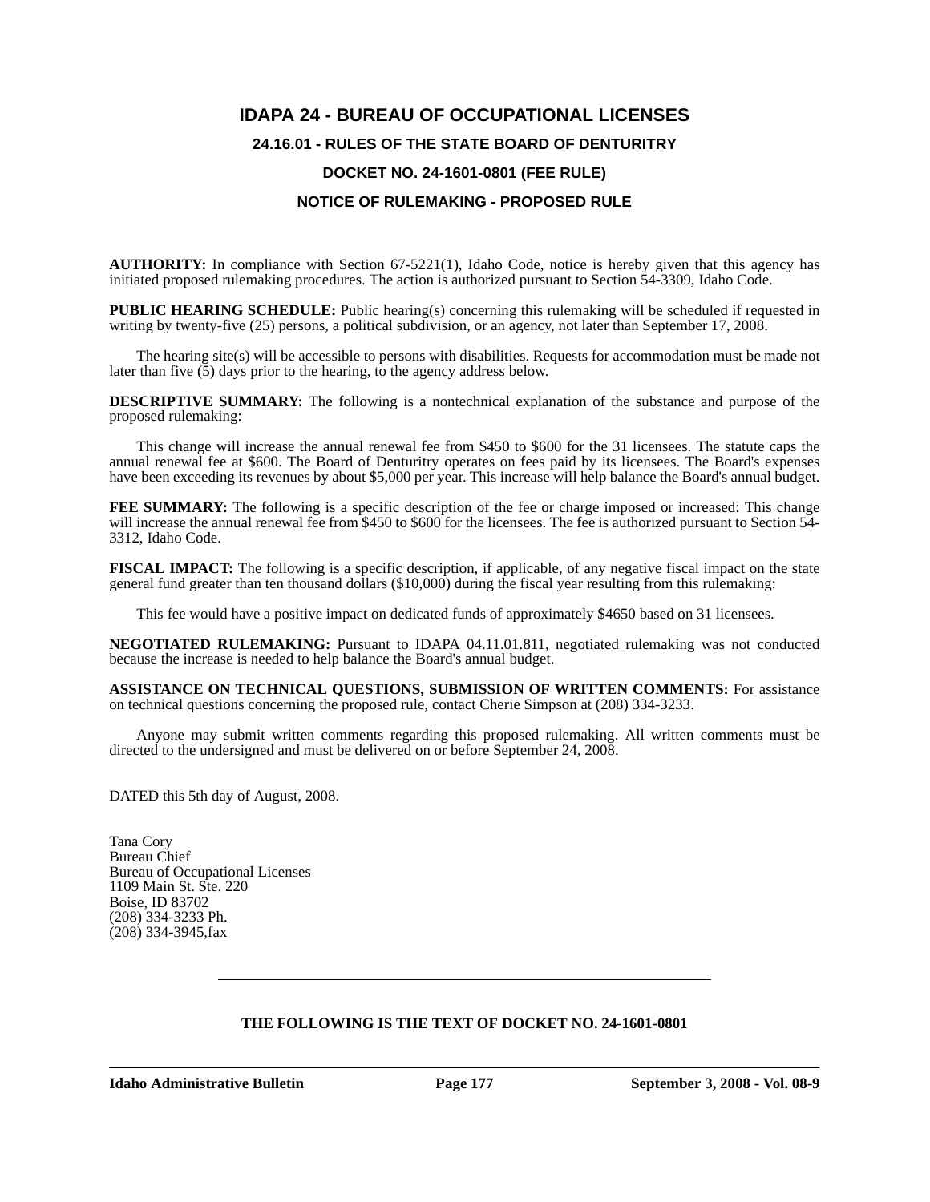# IDAPA 24 - BUREAU OF OCCUPATIONAL LICENSES

## 24.16.01 - RULES OF THE STATE BOARD OF DENTURITRY

## DOCKET NO. 24-1601-0801 (FEE RULE)

## NOTICE OF RULEMAKING - PROPOSED RULE

**AUTHORITY:** In compliance with Section 67-5221(1), Idaho Code, notice is hereby given that this agency has initiated proposed rulemaking procedures. The action is authorized pursuant to Section 54-3309, Idaho Code.

**PUBLIC HEARING SCHEDULE:** Public hearing(s) concerning this rulemaking will be scheduled if requested in writing by twenty-five (25) persons, a political subdivision, or an agency, not later than September 17, 2008.

The hearing site(s) will be accessible to persons with disabilities. Requests for accommodation must be made not later than five (5) days prior to the hearing, to the agency address below.

**DESCRIPTIVE SUMMARY:** The following is a nontechnical explanation of the substance and purpose of the proposed rulemaking:

This change will increase the annual renewal fee from $450 to $600 for the 31 licensees. The statute caps the annual renewal fee at $600. The Board of Denturitry operates on fees paid by its licensees. The Board's expenses have been exceeding its revenues by about $5,000 per year. This increase will help balance the Board's annual budget.

**FEE SUMMARY:** The following is a specific description of the fee or charge imposed or increased: This change will increase the annual renewal fee from $450 to $600 for the licensees. The fee is authorized pursuant to Section 54-3312, Idaho Code.

**FISCAL IMPACT:** The following is a specific description, if applicable, of any negative fiscal impact on the state general fund greater than ten thousand dollars ($10,000) during the fiscal year resulting from this rulemaking:

This fee would have a positive impact on dedicated funds of approximately $4650 based on 31 licensees.

**NEGOTIATED RULEMAKING:** Pursuant to IDAPA 04.11.01.811, negotiated rulemaking was not conducted because the increase is needed to help balance the Board's annual budget.

**ASSISTANCE ON TECHNICAL QUESTIONS, SUBMISSION OF WRITTEN COMMENTS:** For assistance on technical questions concerning the proposed rule, contact Cherie Simpson at (208) 334-3233.

Anyone may submit written comments regarding this proposed rulemaking. All written comments must be directed to the undersigned and must be delivered on or before September 24, 2008.

DATED this 5th day of August, 2008.

Tana Cory
Bureau Chief
Bureau of Occupational Licenses
1109 Main St. Ste. 220
Boise, ID 83702
(208) 334-3233 Ph.
(208) 334-3945,fax

---

**THE FOLLOWING IS THE TEXT OF DOCKET NO. 24-1601-0801**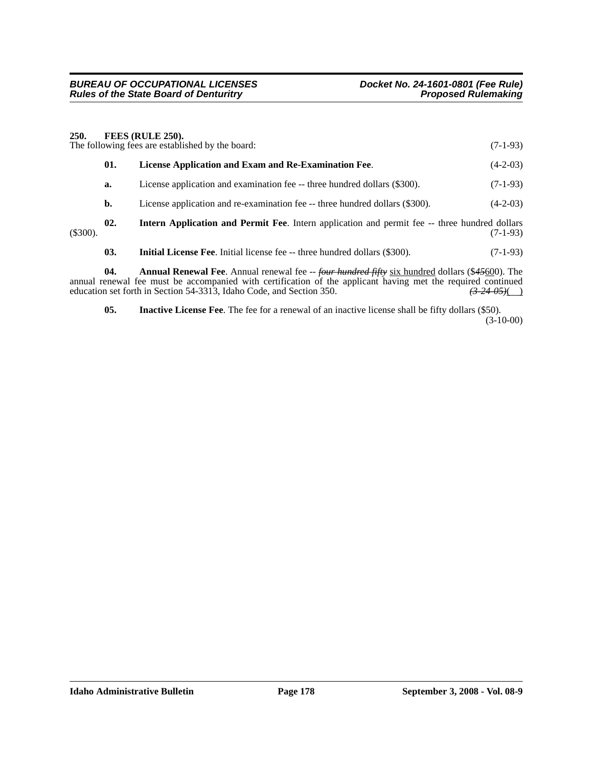**250. FEES (RULE 250).**

The following fees are established by the board: (7-1-93)

**01. License Application and Exam and Re-Examination Fee**. (4-2-03)

**a.** License application and examination fee -- three hundred dollars ($300). (7-1-93)

**b.** License application and re-examination fee -- three hundred dollars ($300). (4-2-03)

**02. Intern Application and Permit Fee**. Intern application and permit fee -- three hundred dollars ($300). (7-1-93)

**03. Initial License Fee**. Initial license fee -- three hundred dollars ($300). (7-1-93)

**04. Annual Renewal Fee**. Annual renewal fee -- ~~*four hundred fifty*~~ six hundred dollars ($~~*45*~~600). The annual renewal fee must be accompanied with certification of the applicant having met the required continued education set forth in Section 54-3313, Idaho Code, and Section 350. ~~*(3-24-05)*~~( )

**05. Inactive License Fee**. The fee for a renewal of an inactive license shall be fifty dollars ($50). (3-10-00)